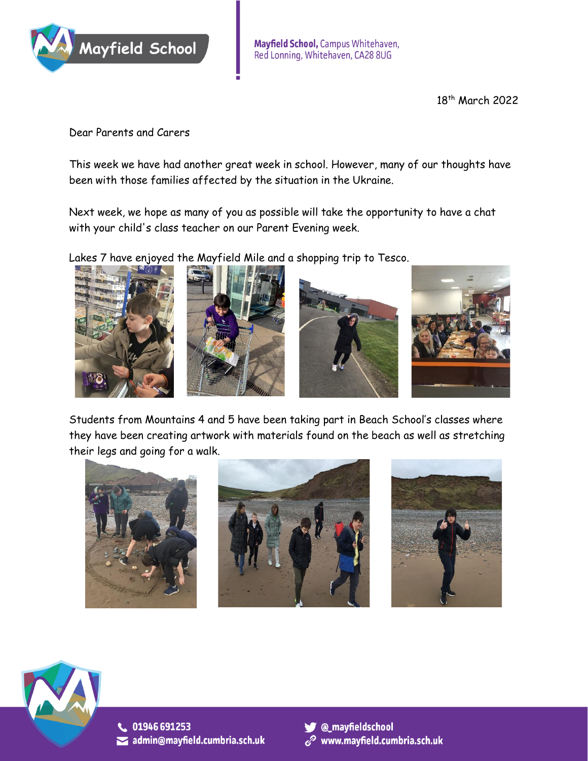Mayfield School

Mayfield School, Campus Whitehaven, Red Lonning, Whitehaven, CA28 8UG

18th March 2022

Dear Parents and Carers

This week we have had another great week in school. However, many of our thoughts have been with those families affected by the situation in the Ukraine.

Next week, we hope as many of you as possible will take the opportunity to have a chat with your child's class teacher on our Parent Evening week.

Lakes 7 have enjoyed the Mayfield Mile and a shopping trip to Tesco.

Students from Mountains 4 and 5 have been taking part in Beach School's classes where they have been creating artwork with materials found on the beach as well as stretching their legs and going for a walk.

01946 691253
admin@mayfield.cumbria.sch.uk
@_mayfieldschool
www.mayfield.cumbria.sch.uk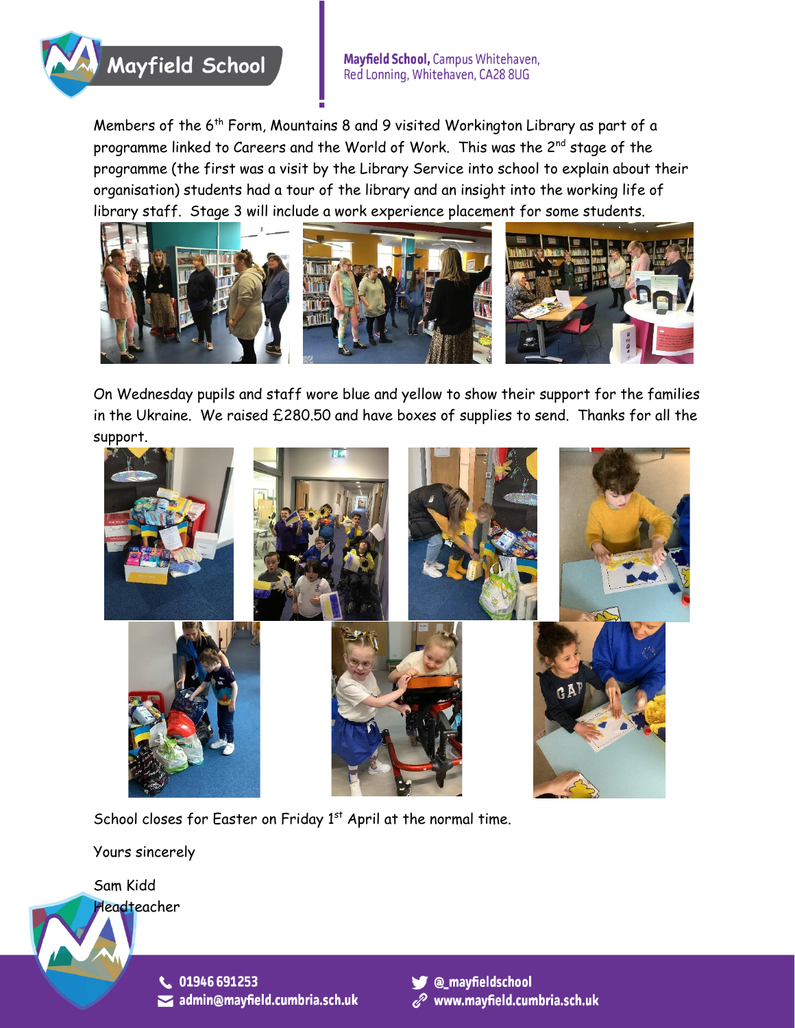Members of the 6th Form, Mountains 8 and 9 visited Workington Library as part of a programme linked to Careers and the World of Work. This was the 2nd stage of the programme (the first was a visit by the Library Service into school to explain about their organisation) students had a tour of the library and an insight into the working life of library staff. Stage 3 will include a work experience placement for some students.

On Wednesday pupils and staff wore blue and yellow to show their support for the families in the Ukraine. We raised £280.50 and have boxes of supplies to send. Thanks for all the support.

School closes for Easter on Friday 1st April at the normal time.

Yours sincerely

Sam Kidd
Headteacher